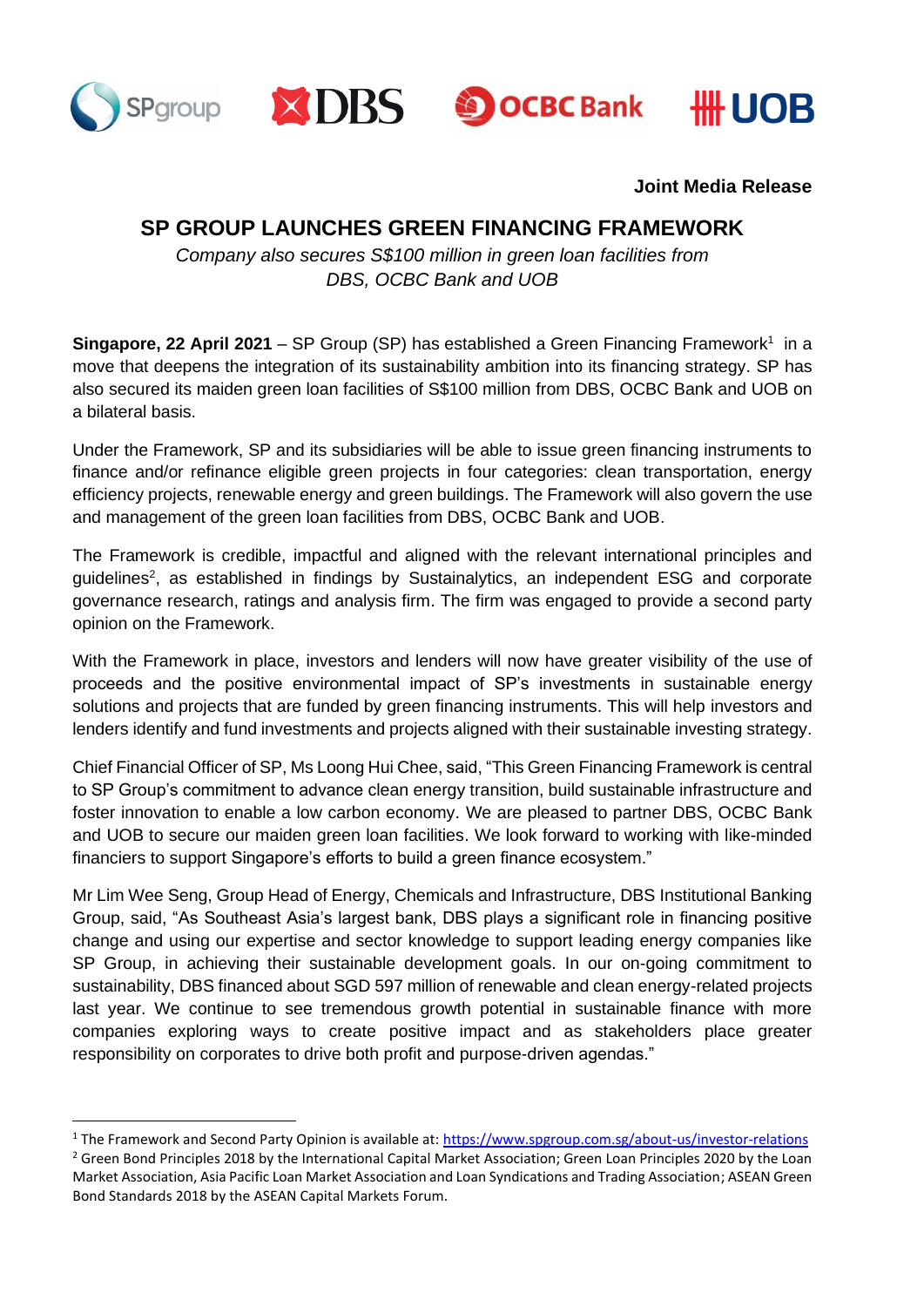**Joint Media Release**

# SP GROUP LAUNCHES GREEN FINANCING FRAMEWORK

*Company also secures S$100 million in green loan facilities from DBS, OCBC Bank and UOB*

**Singapore, 22 April 2021** – SP Group (SP) has established a Green Financing Framework[1] in a move that deepens the integration of its sustainability ambition into its financing strategy. SP has also secured its maiden green loan facilities of S$100 million from DBS, OCBC Bank and UOB on a bilateral basis.

Under the Framework, SP and its subsidiaries will be able to issue green financing instruments to finance and/or refinance eligible green projects in four categories: clean transportation, energy efficiency projects, renewable energy and green buildings. The Framework will also govern the use and management of the green loan facilities from DBS, OCBC Bank and UOB.

The Framework is credible, impactful and aligned with the relevant international principles and guidelines[2], as established in findings by Sustainalytics, an independent ESG and corporate governance research, ratings and analysis firm. The firm was engaged to provide a second party opinion on the Framework.

With the Framework in place, investors and lenders will now have greater visibility of the use of proceeds and the positive environmental impact of SP's investments in sustainable energy solutions and projects that are funded by green financing instruments. This will help investors and lenders identify and fund investments and projects aligned with their sustainable investing strategy.

Chief Financial Officer of SP, Ms Loong Hui Chee, said, "This Green Financing Framework is central to SP Group's commitment to advance clean energy transition, build sustainable infrastructure and foster innovation to enable a low carbon economy. We are pleased to partner DBS, OCBC Bank and UOB to secure our maiden green loan facilities. We look forward to working with like-minded financiers to support Singapore's efforts to build a green finance ecosystem."

Mr Lim Wee Seng, Group Head of Energy, Chemicals and Infrastructure, DBS Institutional Banking Group, said, "As Southeast Asia's largest bank, DBS plays a significant role in financing positive change and using our expertise and sector knowledge to support leading energy companies like SP Group, in achieving their sustainable development goals. In our on-going commitment to sustainability, DBS financed about SGD 597 million of renewable and clean energy-related projects last year. We continue to see tremendous growth potential in sustainable finance with more companies exploring ways to create positive impact and as stakeholders place greater responsibility on corporates to drive both profit and purpose-driven agendas."

---

[1] The Framework and Second Party Opinion is available at: https://www.spgroup.com.sg/about-us/investor-relations

[2] Green Bond Principles 2018 by the International Capital Market Association; Green Loan Principles 2020 by the Loan Market Association, Asia Pacific Loan Market Association and Loan Syndications and Trading Association; ASEAN Green Bond Standards 2018 by the ASEAN Capital Markets Forum.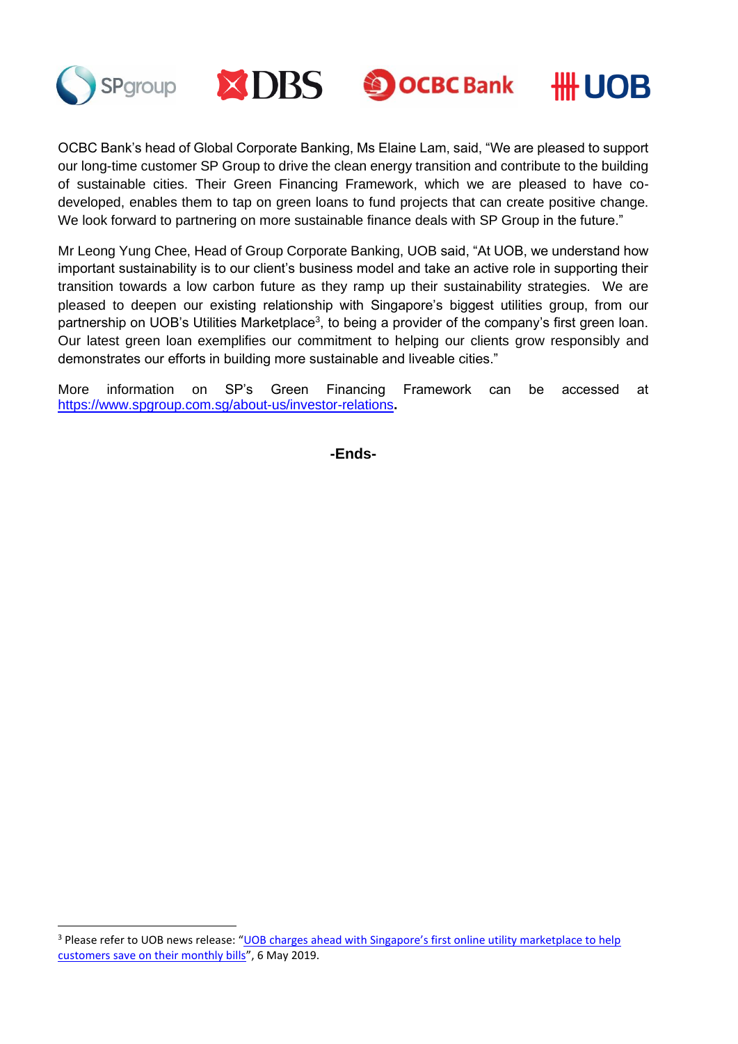OCBC Bank's head of Global Corporate Banking, Ms Elaine Lam, said, "We are pleased to support our long-time customer SP Group to drive the clean energy transition and contribute to the building of sustainable cities. Their Green Financing Framework, which we are pleased to have co-developed, enables them to tap on green loans to fund projects that can create positive change. We look forward to partnering on more sustainable finance deals with SP Group in the future."

Mr Leong Yung Chee, Head of Group Corporate Banking, UOB said, "At UOB, we understand how important sustainability is to our client's business model and take an active role in supporting their transition towards a low carbon future as they ramp up their sustainability strategies. We are pleased to deepen our existing relationship with Singapore's biggest utilities group, from our partnership on UOB's Utilities Marketplace[3], to being a provider of the company's first green loan. Our latest green loan exemplifies our commitment to helping our clients grow responsibly and demonstrates our efforts in building more sustainable and liveable cities."

More information on SP's Green Financing Framework can be accessed at https://www.spgroup.com.sg/about-us/investor-relations.

**-Ends-**

[3] Please refer to UOB news release: "UOB charges ahead with Singapore's first online utility marketplace to help customers save on their monthly bills", 6 May 2019.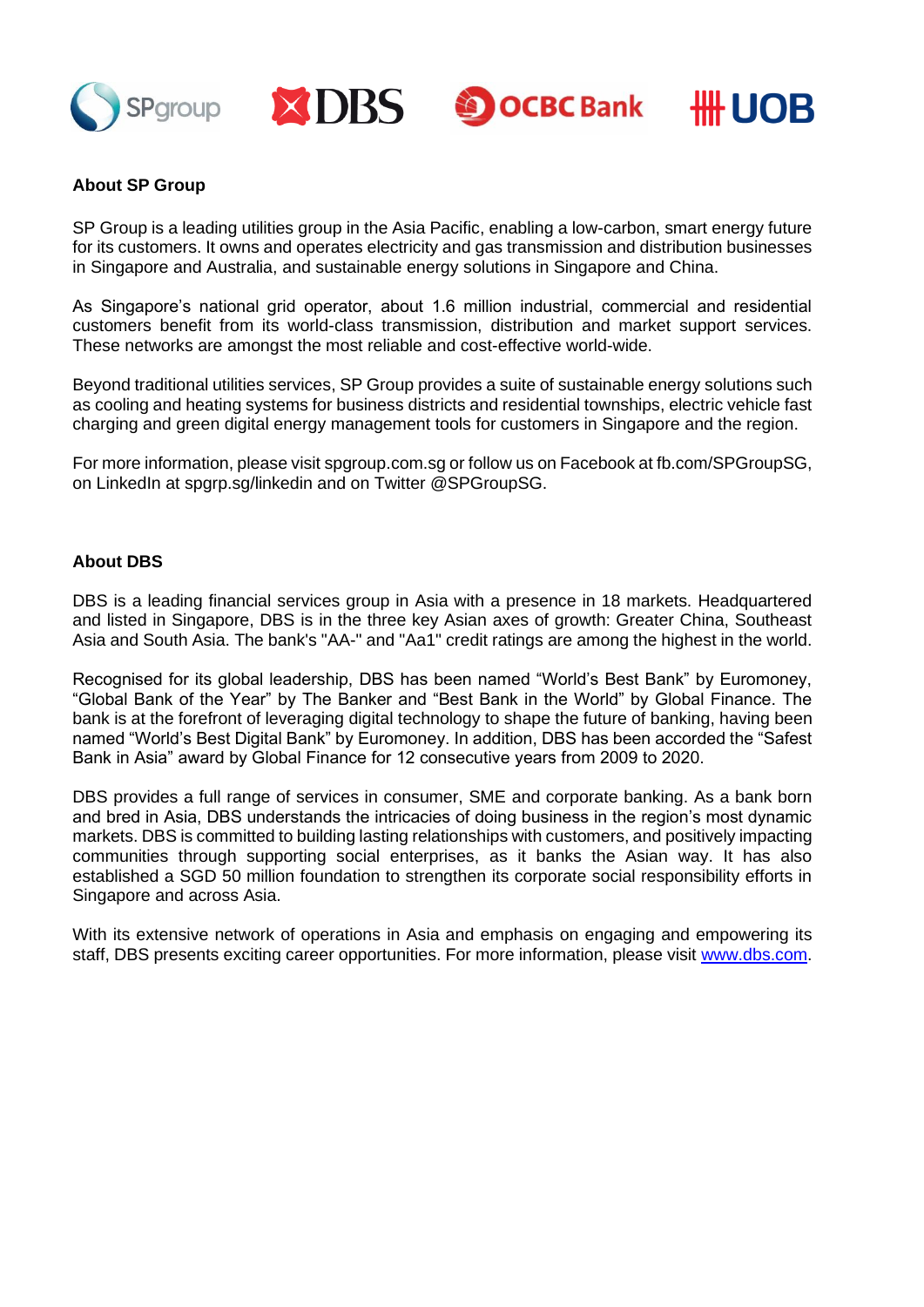**About SP Group**

SP Group is a leading utilities group in the Asia Pacific, enabling a low-carbon, smart energy future for its customers. It owns and operates electricity and gas transmission and distribution businesses in Singapore and Australia, and sustainable energy solutions in Singapore and China.

As Singapore's national grid operator, about 1.6 million industrial, commercial and residential customers benefit from its world-class transmission, distribution and market support services. These networks are amongst the most reliable and cost-effective world-wide.

Beyond traditional utilities services, SP Group provides a suite of sustainable energy solutions such as cooling and heating systems for business districts and residential townships, electric vehicle fast charging and green digital energy management tools for customers in Singapore and the region.

For more information, please visit spgroup.com.sg or follow us on Facebook at fb.com/SPGroupSG, on LinkedIn at spgrp.sg/linkedin and on Twitter @SPGroupSG.

**About DBS**

DBS is a leading financial services group in Asia with a presence in 18 markets. Headquartered and listed in Singapore, DBS is in the three key Asian axes of growth: Greater China, Southeast Asia and South Asia. The bank's "AA-" and "Aa1" credit ratings are among the highest in the world.

Recognised for its global leadership, DBS has been named "World's Best Bank" by Euromoney, "Global Bank of the Year" by The Banker and "Best Bank in the World" by Global Finance. The bank is at the forefront of leveraging digital technology to shape the future of banking, having been named "World's Best Digital Bank" by Euromoney. In addition, DBS has been accorded the "Safest Bank in Asia" award by Global Finance for 12 consecutive years from 2009 to 2020.

DBS provides a full range of services in consumer, SME and corporate banking. As a bank born and bred in Asia, DBS understands the intricacies of doing business in the region's most dynamic markets. DBS is committed to building lasting relationships with customers, and positively impacting communities through supporting social enterprises, as it banks the Asian way. It has also established a SGD 50 million foundation to strengthen its corporate social responsibility efforts in Singapore and across Asia.

With its extensive network of operations in Asia and emphasis on engaging and empowering its staff, DBS presents exciting career opportunities. For more information, please visit www.dbs.com.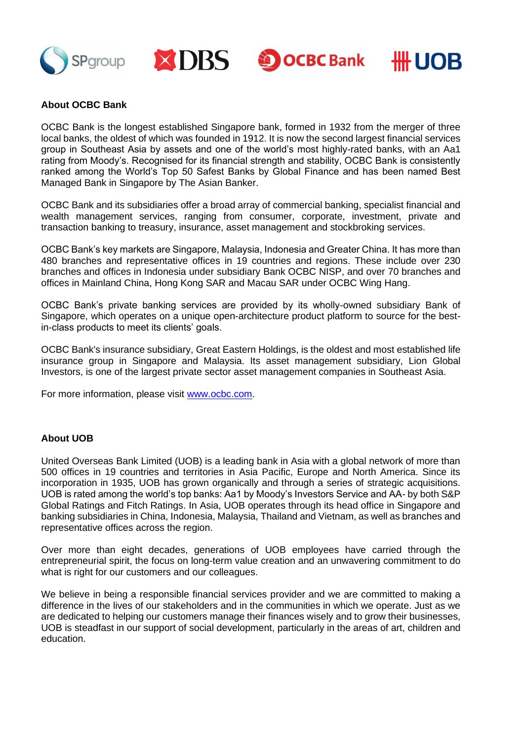**About OCBC Bank**

OCBC Bank is the longest established Singapore bank, formed in 1932 from the merger of three local banks, the oldest of which was founded in 1912. It is now the second largest financial services group in Southeast Asia by assets and one of the world's most highly-rated banks, with an Aa1 rating from Moody's. Recognised for its financial strength and stability, OCBC Bank is consistently ranked among the World's Top 50 Safest Banks by Global Finance and has been named Best Managed Bank in Singapore by The Asian Banker.

OCBC Bank and its subsidiaries offer a broad array of commercial banking, specialist financial and wealth management services, ranging from consumer, corporate, investment, private and transaction banking to treasury, insurance, asset management and stockbroking services.

OCBC Bank's key markets are Singapore, Malaysia, Indonesia and Greater China. It has more than 480 branches and representative offices in 19 countries and regions. These include over 230 branches and offices in Indonesia under subsidiary Bank OCBC NISP, and over 70 branches and offices in Mainland China, Hong Kong SAR and Macau SAR under OCBC Wing Hang.

OCBC Bank's private banking services are provided by its wholly-owned subsidiary Bank of Singapore, which operates on a unique open-architecture product platform to source for the best-in-class products to meet its clients' goals.

OCBC Bank's insurance subsidiary, Great Eastern Holdings, is the oldest and most established life insurance group in Singapore and Malaysia. Its asset management subsidiary, Lion Global Investors, is one of the largest private sector asset management companies in Southeast Asia.

For more information, please visit www.ocbc.com.

**About UOB**

United Overseas Bank Limited (UOB) is a leading bank in Asia with a global network of more than 500 offices in 19 countries and territories in Asia Pacific, Europe and North America. Since its incorporation in 1935, UOB has grown organically and through a series of strategic acquisitions. UOB is rated among the world's top banks: Aa1 by Moody's Investors Service and AA- by both S&P Global Ratings and Fitch Ratings. In Asia, UOB operates through its head office in Singapore and banking subsidiaries in China, Indonesia, Malaysia, Thailand and Vietnam, as well as branches and representative offices across the region.

Over more than eight decades, generations of UOB employees have carried through the entrepreneurial spirit, the focus on long-term value creation and an unwavering commitment to do what is right for our customers and our colleagues.

We believe in being a responsible financial services provider and we are committed to making a difference in the lives of our stakeholders and in the communities in which we operate. Just as we are dedicated to helping our customers manage their finances wisely and to grow their businesses, UOB is steadfast in our support of social development, particularly in the areas of art, children and education.